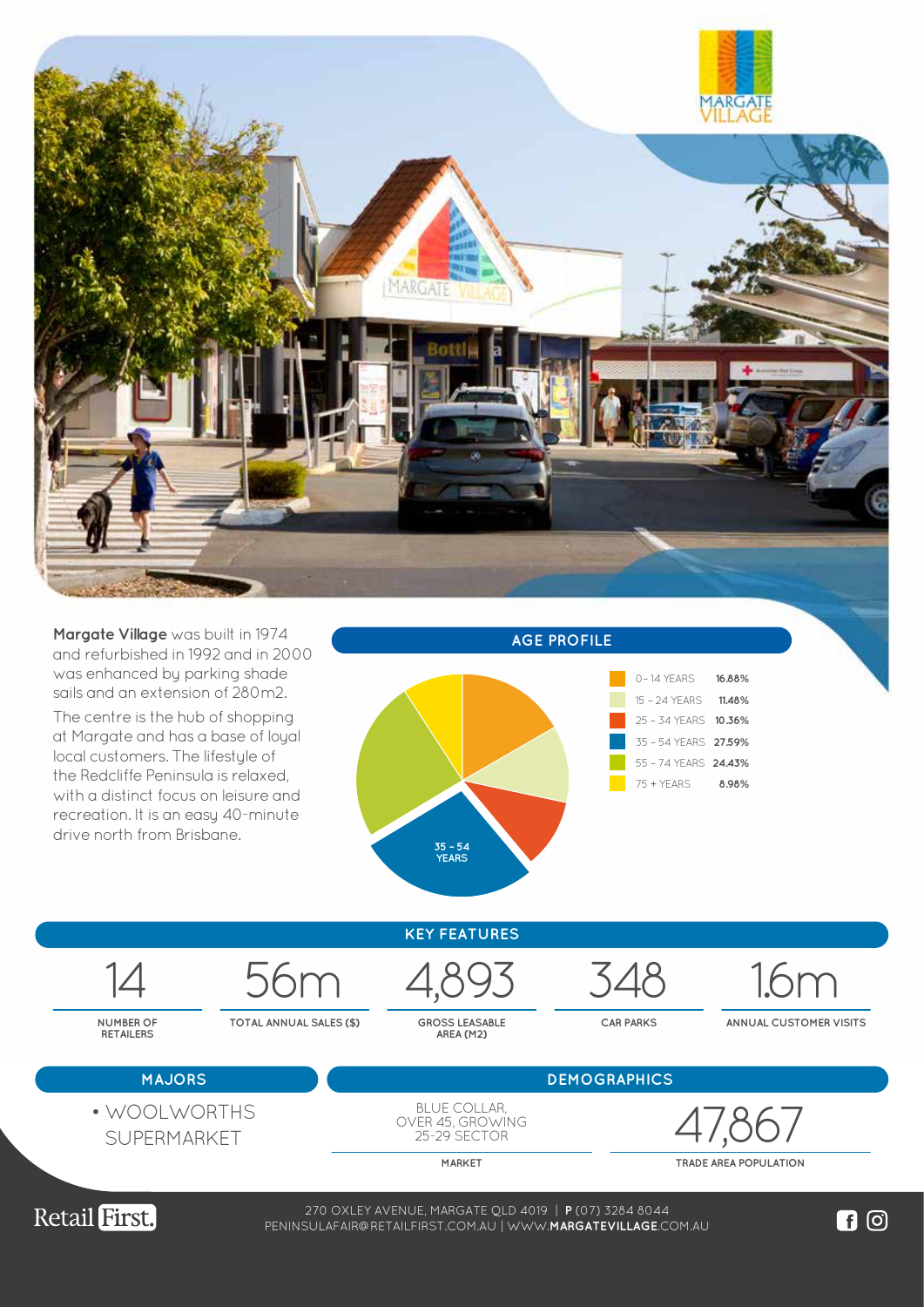**Margate Village** was built in 1974 and refurbished in 1992 and in 2000 was enhanced by parking shade sails and an extension of 280m2.

The centre is the hub of shopping at Margate and has a base of loyal local customers. The lifestyle of the Redcliffe Peninsula is relaxed, with a distinct focus on leisure and recreation. It is an easy 40-minute drive north from Brisbane.

## AGE PROFILE

| Age | % |
|---|---|
| 0 – 14 YEARS | 16.88% |
| 15 – 24 YEARS | 11.48% |
| 25 – 34 YEARS | 10.36% |
| 35 – 54 YEARS | 27.59% |
| 55 – 74 YEARS | 24.43% |
| 75 + YEARS | 8.98% |

## KEY FEATURES

| 14 | 56m | 4,893 | 348 | 1.6m |
|---|---|---|---|---|
| NUMBER OF RETAILERS | TOTAL ANNUAL SALES ($) | GROSS LEASABLE AREA (M2) | CAR PARKS | ANNUAL CUSTOMER VISITS |

## MAJORS

- WOOLWORTHS SUPERMARKET

## DEMOGRAPHICS

| BLUE COLLAR, OVER 45, GROWING 25-29 SECTOR | 47,867 |
|---|---|
| MARKET | TRADE AREA POPULATION |

Retail First.

270 OXLEY AVENUE, MARGATE QLD 4019 | **P** (07) 3284 8044
PENINSULAFAIR@RETAILFIRST.COM.AU | WWW.**MARGATEVILLAGE**.COM.AU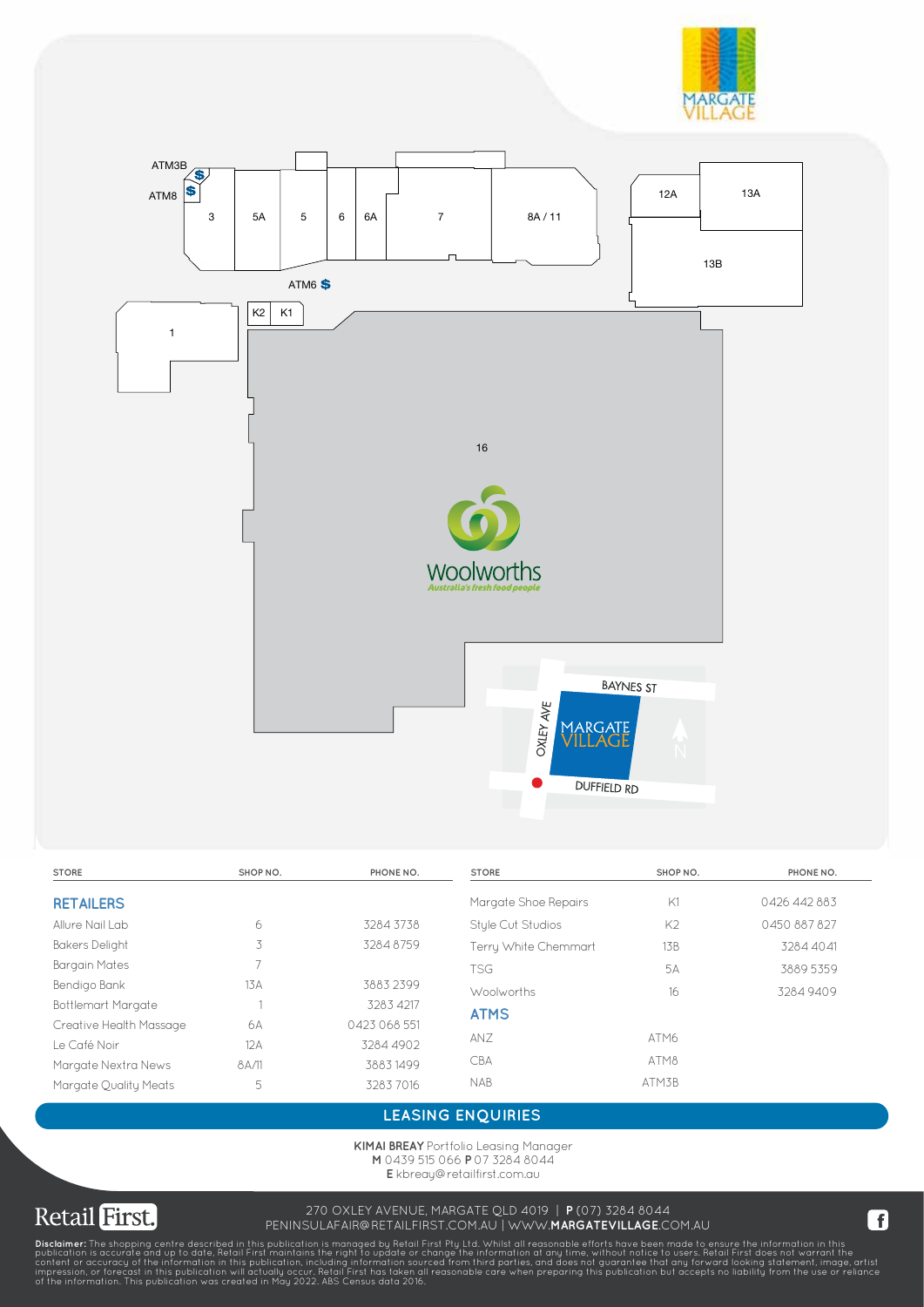MARGATE VILLAGE

ATM3B
ATM8
3
5A
5
6
6A
7
8A / 11
12A
13A
13B
ATM6
K2
K1
1
16
Woolworths
Australia's fresh food people

BAYNES ST
OXLEY AVE
MARGATE VILLAGE
DUFFIELD RD
N

| STORE | SHOP NO. | PHONE NO. |
|---|---|---|
| **RETAILERS** | | |
| Allure Nail Lab | 6 | 3284 3738 |
| Bakers Delight | 3 | 3284 8759 |
| Bargain Mates | 7 | |
| Bendigo Bank | 13A | 3883 2399 |
| Bottlemart Margate | 1 | 3283 4217 |
| Creative Health Massage | 6A | 0423 068 551 |
| Le Café Noir | 12A | 3284 4902 |
| Margate Nextra News | 8A/11 | 3883 1499 |
| Margate Quality Meats | 5 | 3283 7016 |
| Margate Shoe Repairs | K1 | 0426 442 883 |
| Style Cut Studios | K2 | 0450 887 827 |
| Terry White Chemmart | 13B | 3284 4041 |
| TSG | 5A | 3889 5359 |
| Woolworths | 16 | 3284 9409 |
| **ATMS** | | |
| ANZ | ATM6 | |
| CBA | ATM8 | |
| NAB | ATM3B | |

## LEASING ENQUIRIES

**KIMAI BREAY** Portfolio Leasing Manager
**M** 0439 515 066 **P** 07 3284 8044
**E** kbreay@retailfirst.com.au

Retail First.

270 OXLEY AVENUE, MARGATE QLD 4019 | **P** (07) 3284 8044
PENINSULAFAIR@RETAILFIRST.COM.AU | WWW.**MARGATEVILLAGE**.COM.AU

**Disclaimer:** The shopping centre described in this publication is managed by Retail First Pty Ltd. Whilst all reasonable efforts have been made to ensure the information in this publication is accurate and up to date, Retail First maintains the right to update or change the information at any time, without notice to users. Retail First does not warrant the content or accuracy of the information in this publication, including information sourced from third parties, and does not guarantee that any forward looking statement, image, artist impression, or forecast in this publication will actually occur. Retail First has taken all reasonable care when preparing this publication but accepts no liability from the use or reliance of the information. This publication was created in May 2022. ABS Census data 2016.